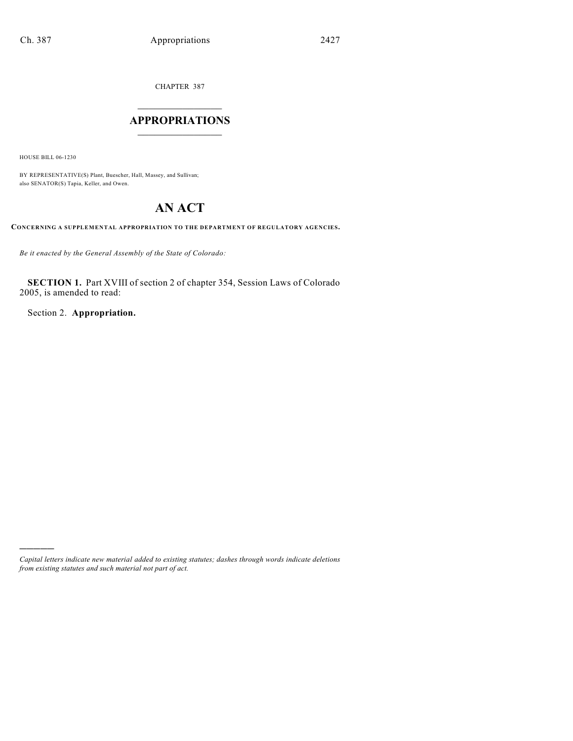CHAPTER 387

# APPROPRIATIONS

HOUSE BILL 06-1230

BY REPRESENTATIVE(S) Plant, Buescher, Hall, Massey, and Sullivan; also SENATOR(S) Tapia, Keller, and Owen.

# AN ACT

**CONCERNING A SUPPLEMENTAL APPROPRIATION TO THE DEPARTMENT OF REGULATORY AGENCIES.**

*Be it enacted by the General Assembly of the State of Colorado:*

**SECTION 1.** Part XVIII of section 2 of chapter 354, Session Laws of Colorado 2005, is amended to read:

Section 2. **Appropriation.**

*Capital letters indicate new material added to existing statutes; dashes through words indicate deletions from existing statutes and such material not part of act.*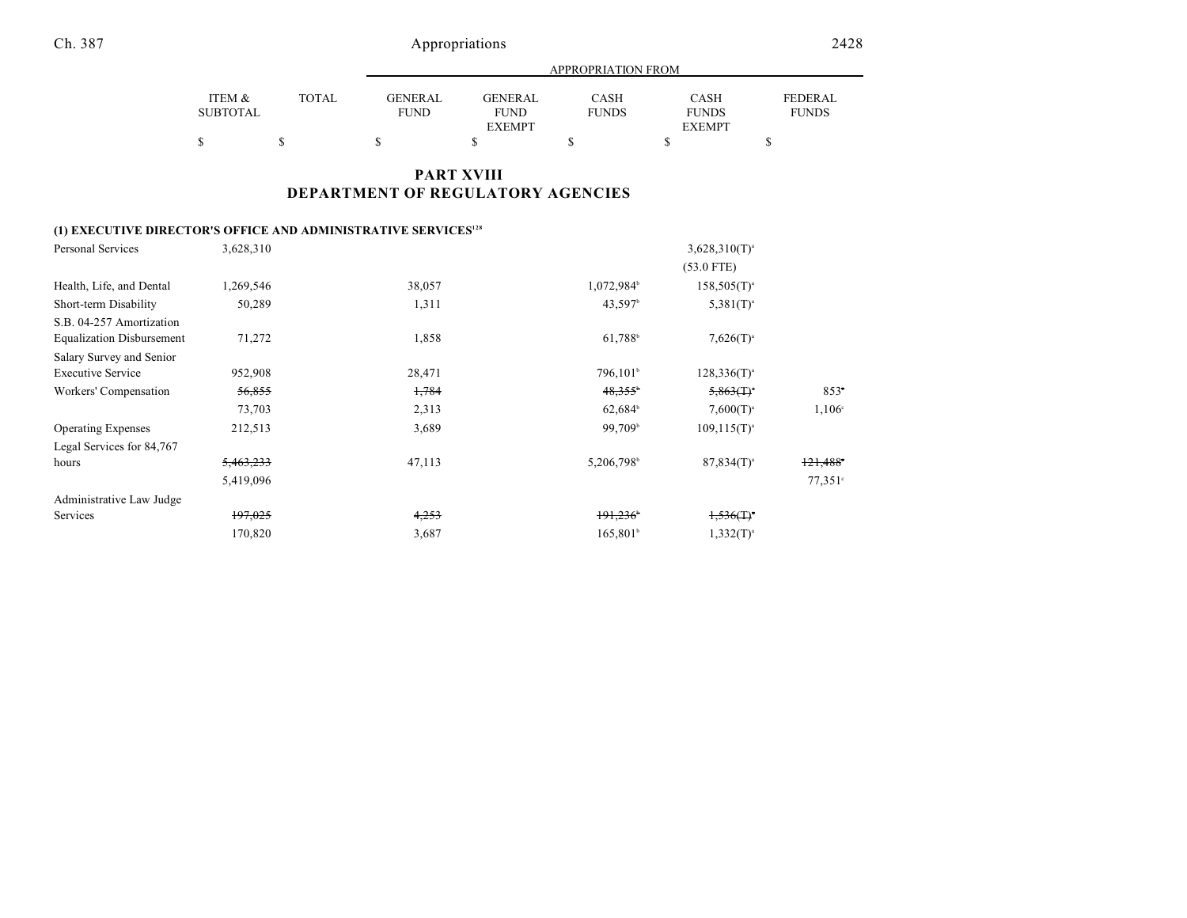## PART XVIII
## DEPARTMENT OF REGULATORY AGENCIES

| | ITEM & SUBTOTAL | TOTAL | GENERAL FUND | GENERAL FUND EXEMPT | CASH FUNDS | CASH FUNDS EXEMPT | FEDERAL FUNDS |
|---|---|---|---|---|---|---|---|
| | $ | $ | $ | $ | $ | $ | $ |
| **(1) EXECUTIVE DIRECTOR'S OFFICE AND ADMINISTRATIVE SERVICES[128]** | | | | | | | |
| Personal Services | 3,628,310 | | | | | 3,628,310(T)[a] | |
| | | | | | | (53.0 FTE) | |
| Health, Life, and Dental | 1,269,546 | | 38,057 | | 1,072,984[b] | 158,505(T)[a] | |
| Short-term Disability | 50,289 | | 1,311 | | 43,597[b] | 5,381(T)[a] | |
| S.B. 04-257 Amortization Equalization Disbursement | 71,272 | | 1,858 | | 61,788[b] | 7,626(T)[a] | |
| Salary Survey and Senior Executive Service | 952,908 | | 28,471 | | 796,101[b] | 128,336(T)[a] | |
| Workers' Compensation | ~~56,855~~ | | ~~1,784~~ | | ~~48,355~~[b] | ~~5,863(T)~~[a] | 853[c] |
| | 73,703 | | 2,313 | | 62,684[b] | 7,600(T)[a] | 1,106[c] |
| Operating Expenses | 212,513 | | 3,689 | | 99,709[b] | 109,115(T)[a] | |
| Legal Services for 84,767 hours | ~~5,463,233~~ | | 47,113 | | 5,206,798[b] | 87,834(T)[a] | ~~121,488~~[c] |
| | 5,419,096 | | | | | | 77,351[c] |
| Administrative Law Judge Services | ~~197,025~~ | | ~~4,253~~ | | ~~191,236~~[b] | ~~1,536(T)~~[a] | |
| | 170,820 | | 3,687 | | 165,801[b] | 1,332(T)[a] | |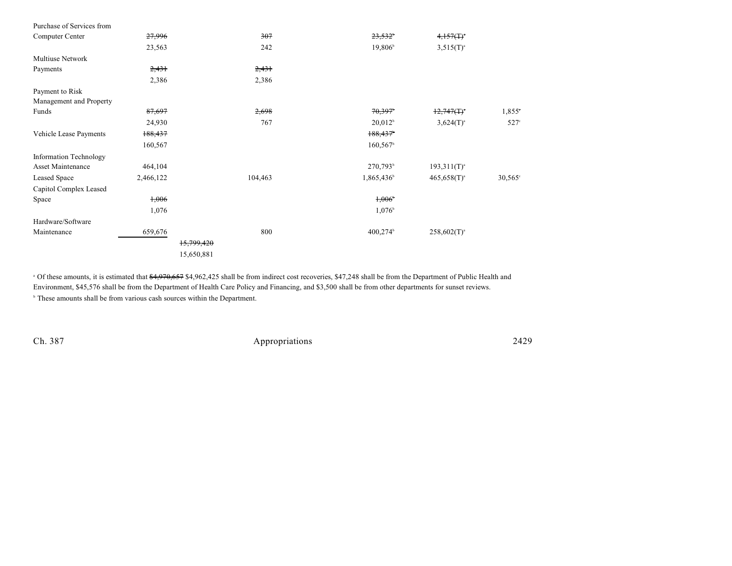| | | | | | | |
|---|---|---|---|---|---|---|
| Purchase of Services from Computer Center | ~~27,996~~ | | ~~307~~ | ~~23,532~~[b] | ~~4,157(T)~~[a] | |
| | 23,563 | | 242 | 19,806[b] | 3,515(T)[a] | |
| Multiuse Network Payments | ~~2,431~~ | | ~~2,431~~ | | | |
| | 2,386 | | 2,386 | | | |
| Payment to Risk Management and Property Funds | ~~87,697~~ | | ~~2,698~~ | ~~70,397~~[b] | ~~12,747(T)~~[a] | ~~1,855~~[c] |
| | 24,930 | | 767 | 20,012[b] | 3,624(T)[a] | 527[c] |
| Vehicle Lease Payments | ~~188,437~~ | | | ~~188,437~~[b] | | |
| | 160,567 | | | 160,567[b] | | |
| Information Technology Asset Maintenance | 464,104 | | | 270,793[b] | 193,311(T)[a] | |
| Leased Space | 2,466,122 | | 104,463 | 1,865,436[b] | 465,658(T)[a] | 30,565[c] |
| Capitol Complex Leased Space | ~~1,006~~ | | | ~~1,006~~[b] | | |
| | 1,076 | | | 1,076[b] | | |
| Hardware/Software Maintenance | 659,676 | | 800 | 400,274[b] | 258,602(T)[a] | |
| | | ~~15,799,420~~ | | | | |
| | | 15,650,881 | | | | |

[a] Of these amounts, it is estimated that ~~$4,970,657~~ $4,962,425 shall be from indirect cost recoveries, $47,248 shall be from the Department of Public Health and Environment, $45,576 shall be from the Department of Health Care Policy and Financing, and $3,500 shall be from other departments for sunset reviews.

[b] These amounts shall be from various cash sources within the Department.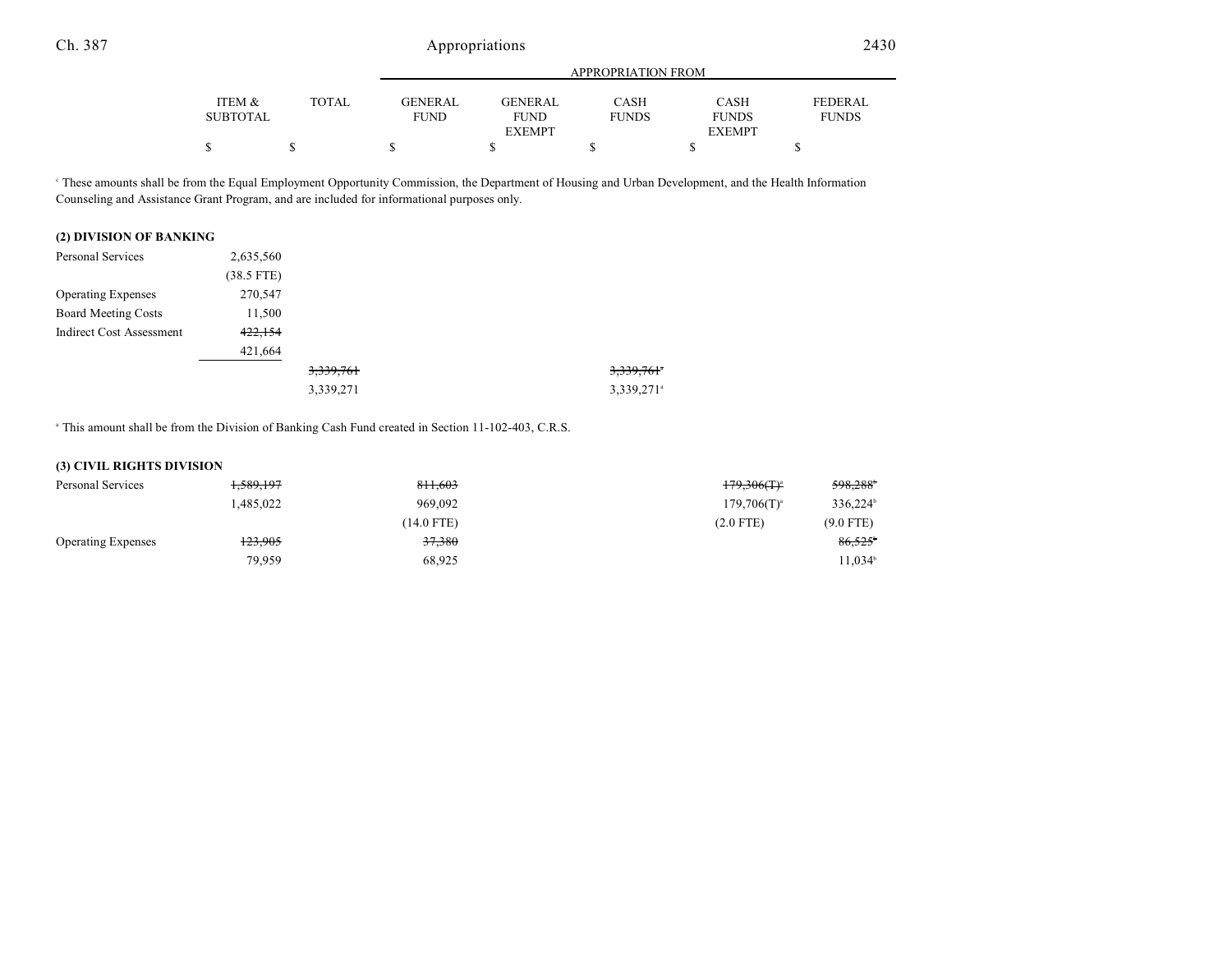| | ITEM & SUBTOTAL | TOTAL | APPROPRIATION FROM GENERAL FUND | GENERAL FUND EXEMPT | CASH FUNDS | CASH FUNDS EXEMPT | FEDERAL FUNDS |
|---|---|---|---|---|---|---|---|
| | $ | $ | $ | $ | $ | $ | $ |

[c] These amounts shall be from the Equal Employment Opportunity Commission, the Department of Housing and Urban Development, and the Health Information Counseling and Assistance Grant Program, and are included for informational purposes only.

**(2) DIVISION OF BANKING**

| | ITEM & SUBTOTAL | TOTAL | GENERAL FUND | GENERAL FUND EXEMPT | CASH FUNDS | CASH FUNDS EXEMPT | FEDERAL FUNDS |
|---|---|---|---|---|---|---|---|
| Personal Services | 2,635,560 | | | | | | |
| | (38.5 FTE) | | | | | | |
| Operating Expenses | 270,547 | | | | | | |
| Board Meeting Costs | 11,500 | | | | | | |
| Indirect Cost Assessment | ~~422,154~~ | | | | | | |
| | 421,664 | | | | | | |
| | | ~~3,339,761~~ | | | ~~3,339,761~~[a] | | |
| | | 3,339,271 | | | 3,339,271[a] | | |

[a] This amount shall be from the Division of Banking Cash Fund created in Section 11-102-403, C.R.S.

**(3) CIVIL RIGHTS DIVISION**

| | ITEM & SUBTOTAL | TOTAL | GENERAL FUND | GENERAL FUND EXEMPT | CASH FUNDS | CASH FUNDS EXEMPT | FEDERAL FUNDS |
|---|---|---|---|---|---|---|---|
| Personal Services | ~~1,589,197~~ | | ~~811,603~~ | | | ~~179,306(T)~~[a] | ~~598,288~~[b] |
| | 1,485,022 | | 969,092 | | | 179,706(T)[a] | 336,224[b] |
| | | | (14.0 FTE) | | | (2.0 FTE) | (9.0 FTE) |
| Operating Expenses | ~~123,905~~ | | ~~37,380~~ | | | | ~~86,525~~[b] |
| | 79,959 | | 68,925 | | | | 11,034[b] |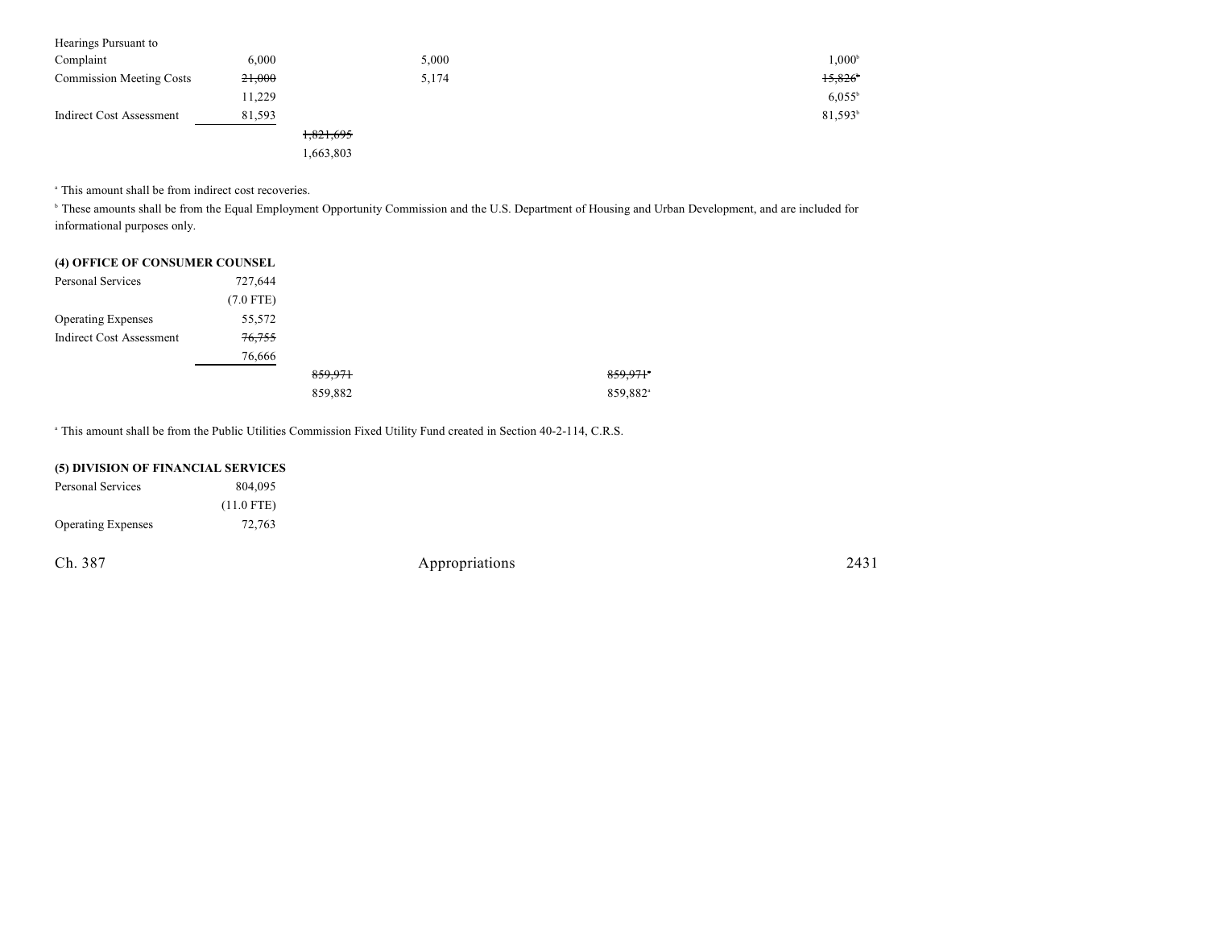| | | | | | |
|---|---|---|---|---|---|
| Hearings Pursuant to Complaint | 6,000 | | 5,000 | | 1,000[b] |
| Commission Meeting Costs | ~~21,000~~ | | 5,174 | | ~~15,826~~[b] |
| | 11,229 | | | | 6,055[b] |
| Indirect Cost Assessment | 81,593 | | | | 81,593[b] |
| | | ~~1,821,695~~ | | | |
| | | 1,663,803 | | | |

[a] This amount shall be from indirect cost recoveries.

[b] These amounts shall be from the Equal Employment Opportunity Commission and the U.S. Department of Housing and Urban Development, and are included for informational purposes only.

**(4) OFFICE OF CONSUMER COUNSEL**

| | | | | |
|---|---|---|---|---|
| Personal Services | 727,644 | | | |
| | (7.0 FTE) | | | |
| Operating Expenses | 55,572 | | | |
| Indirect Cost Assessment | ~~76,755~~ | | | |
| | 76,666 | | | |
| | | ~~859,971~~ | | ~~859,971~~[a] |
| | | 859,882 | | 859,882[a] |

[a] This amount shall be from the Public Utilities Commission Fixed Utility Fund created in Section 40-2-114, C.R.S.

**(5) DIVISION OF FINANCIAL SERVICES**

| | |
|---|---|
| Personal Services | 804,095 |
| | (11.0 FTE) |
| Operating Expenses | 72,763 |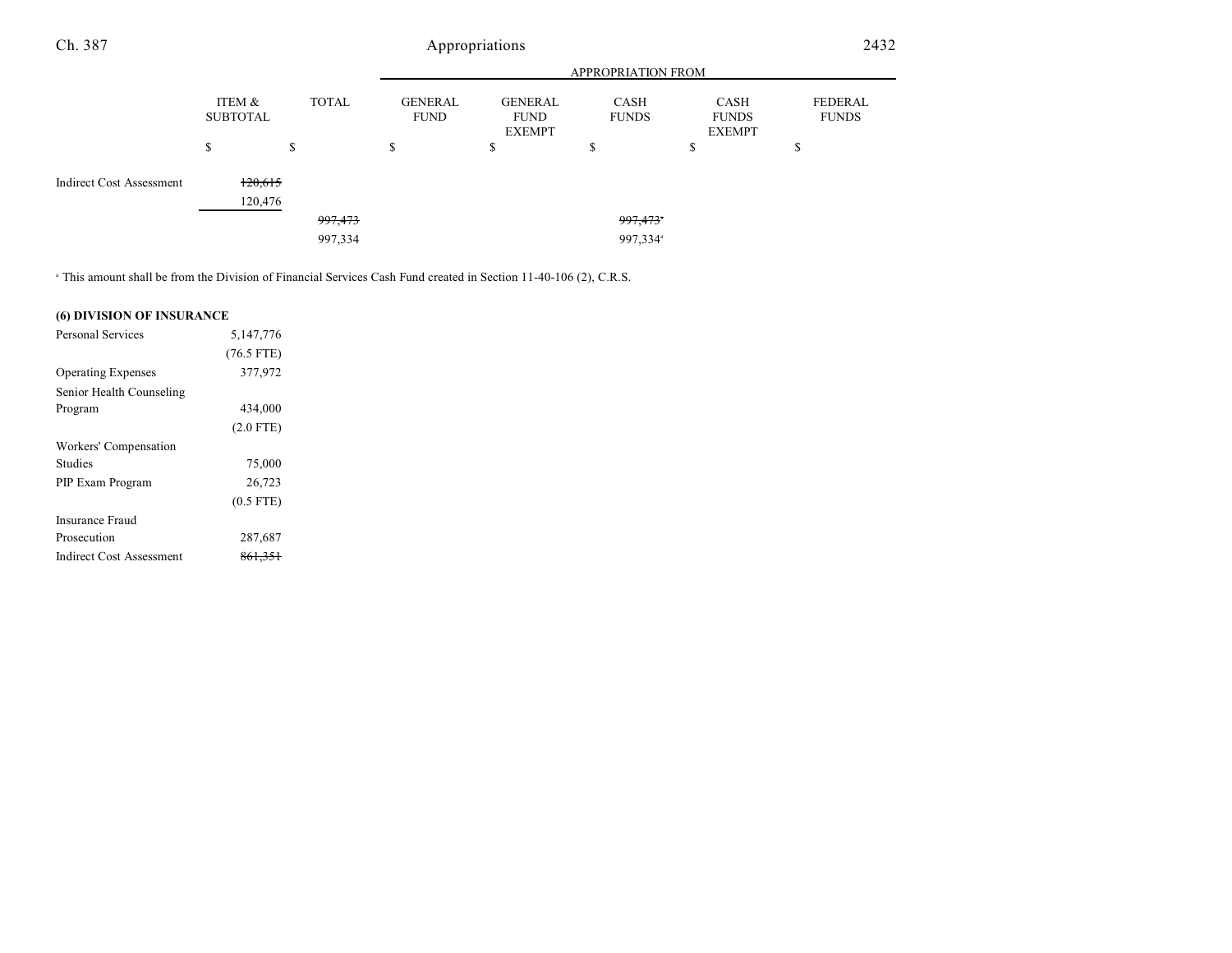| | ITEM & SUBTOTAL | TOTAL | APPROPRIATION FROM | | | | |
|---|---|---|---|---|---|---|---|
| | | | GENERAL FUND | GENERAL FUND EXEMPT | CASH FUNDS | CASH FUNDS EXEMPT | FEDERAL FUNDS |
| | $ | $ | $ | $ | $ | $ | $ |
| Indirect Cost Assessment | ~~120,615~~ | | | | | | |
| | 120,476 | | | | | | |
| | | ~~997,473~~ | | | ~~997,473~~[a] | | |
| | | 997,334 | | | 997,334[a] | | |

[a] This amount shall be from the Division of Financial Services Cash Fund created in Section 11-40-106 (2), C.R.S.

**(6) DIVISION OF INSURANCE**

| | ITEM & SUBTOTAL | TOTAL | GENERAL FUND | GENERAL FUND EXEMPT | CASH FUNDS | CASH FUNDS EXEMPT | FEDERAL FUNDS |
|---|---|---|---|---|---|---|---|
| Personal Services | 5,147,776 | | | | | | |
| | (76.5 FTE) | | | | | | |
| Operating Expenses | 377,972 | | | | | | |
| Senior Health Counseling Program | 434,000 | | | | | | |
| | (2.0 FTE) | | | | | | |
| Workers' Compensation Studies | 75,000 | | | | | | |
| PIP Exam Program | 26,723 | | | | | | |
| | (0.5 FTE) | | | | | | |
| Insurance Fraud Prosecution | 287,687 | | | | | | |
| Indirect Cost Assessment | ~~861,351~~ | | | | | | |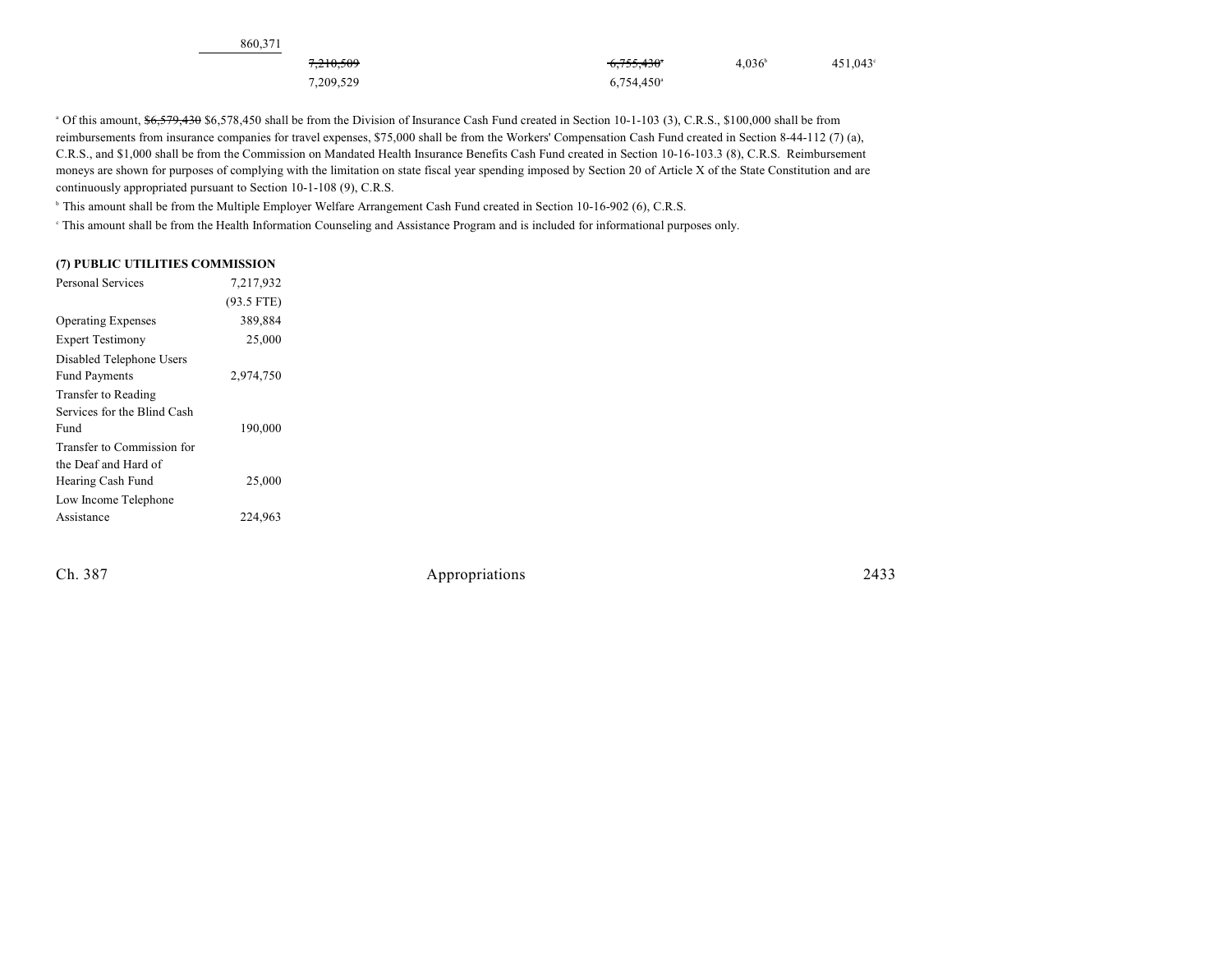| | | | | | |
|---|---|---|---|---|---|
| 860,371 | | | | | |
| | ~~7,210,509~~ | | ~~6,755,430~~[a] | 4,036[b] | 451,043[c] |
| | 7,209,529 | | 6,754,450[a] | | |

[a] Of this amount, ~~$6,579,430~~ $6,578,450 shall be from the Division of Insurance Cash Fund created in Section 10-1-103 (3), C.R.S., $100,000 shall be from reimbursements from insurance companies for travel expenses, $75,000 shall be from the Workers' Compensation Cash Fund created in Section 8-44-112 (7) (a), C.R.S., and $1,000 shall be from the Commission on Mandated Health Insurance Benefits Cash Fund created in Section 10-16-103.3 (8), C.R.S. Reimbursement moneys are shown for purposes of complying with the limitation on state fiscal year spending imposed by Section 20 of Article X of the State Constitution and are continuously appropriated pursuant to Section 10-1-108 (9), C.R.S.

[b] This amount shall be from the Multiple Employer Welfare Arrangement Cash Fund created in Section 10-16-902 (6), C.R.S.

[c] This amount shall be from the Health Information Counseling and Assistance Program and is included for informational purposes only.

**(7) PUBLIC UTILITIES COMMISSION**

| | |
|---|---|
| Personal Services | 7,217,932 |
| | (93.5 FTE) |
| Operating Expenses | 389,884 |
| Expert Testimony | 25,000 |
| Disabled Telephone Users Fund Payments | 2,974,750 |
| Transfer to Reading Services for the Blind Cash Fund | 190,000 |
| Transfer to Commission for the Deaf and Hard of Hearing Cash Fund | 25,000 |
| Low Income Telephone Assistance | 224,963 |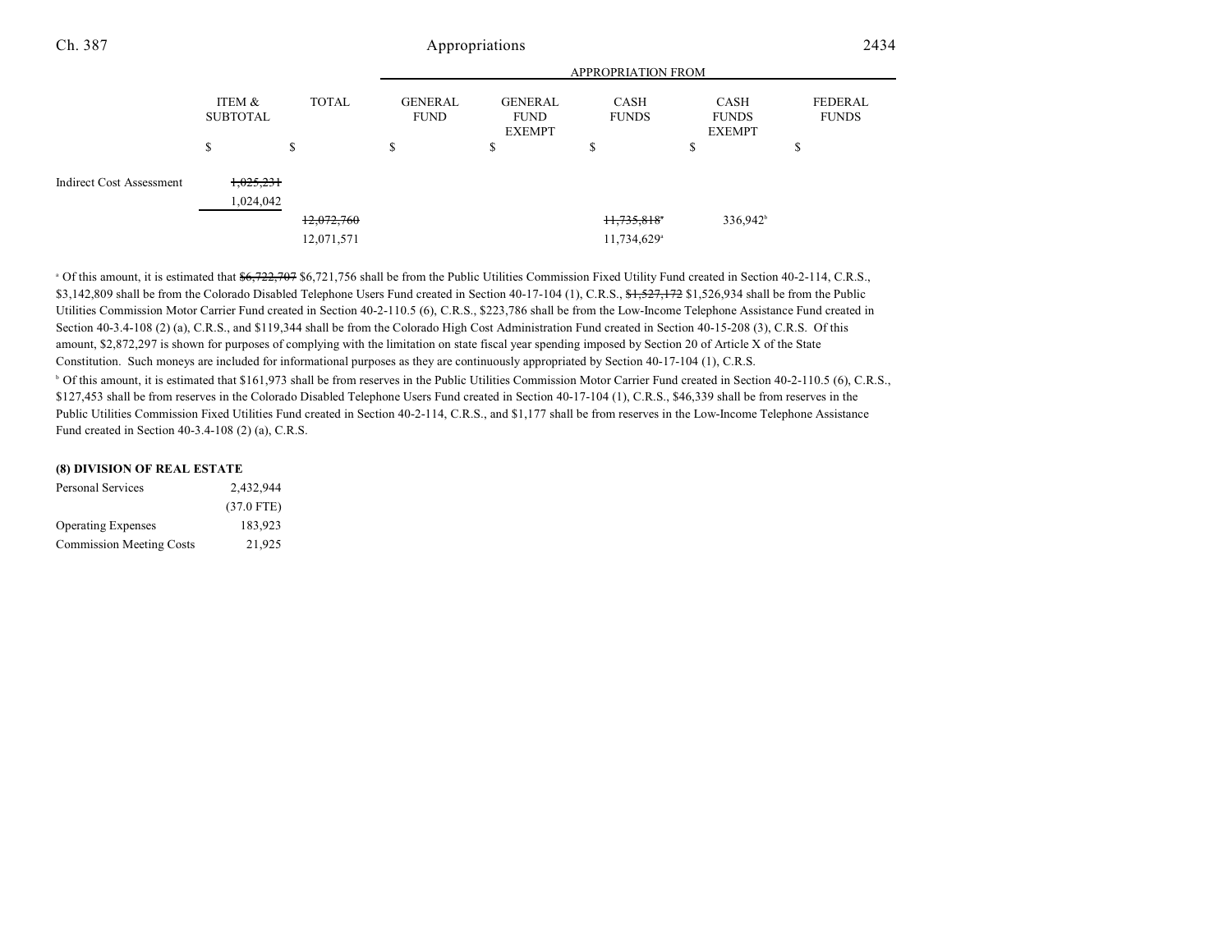| | ITEM & SUBTOTAL | TOTAL | APPROPRIATION FROM GENERAL FUND | GENERAL FUND EXEMPT | CASH FUNDS | CASH FUNDS EXEMPT | FEDERAL FUNDS |
|---|---|---|---|---|---|---|---|
| | $ | $ | $ | $ | $ | $ | $ |
| Indirect Cost Assessment | ~~1,025,231~~ 1,024,042 | | | | | | |
| | | ~~12,072,760~~ 12,071,571 | | | ~~11,735,818~~[a] 11,734,629[a] | 336,942[b] | |

[a] Of this amount, it is estimated that ~~$6,722,707~~ $6,721,756 shall be from the Public Utilities Commission Fixed Utility Fund created in Section 40-2-114, C.R.S., $3,142,809 shall be from the Colorado Disabled Telephone Users Fund created in Section 40-17-104 (1), C.R.S., ~~$1,527,172~~ $1,526,934 shall be from the Public Utilities Commission Motor Carrier Fund created in Section 40-2-110.5 (6), C.R.S., $223,786 shall be from the Low-Income Telephone Assistance Fund created in Section 40-3.4-108 (2) (a), C.R.S., and $119,344 shall be from the Colorado High Cost Administration Fund created in Section 40-15-208 (3), C.R.S. Of this amount, $2,872,297 is shown for purposes of complying with the limitation on state fiscal year spending imposed by Section 20 of Article X of the State Constitution. Such moneys are included for informational purposes as they are continuously appropriated by Section 40-17-104 (1), C.R.S.

[b] Of this amount, it is estimated that $161,973 shall be from reserves in the Public Utilities Commission Motor Carrier Fund created in Section 40-2-110.5 (6), C.R.S., $127,453 shall be from reserves in the Colorado Disabled Telephone Users Fund created in Section 40-17-104 (1), C.R.S., $46,339 shall be from reserves in the Public Utilities Commission Fixed Utilities Fund created in Section 40-2-114, C.R.S., and $1,177 shall be from reserves in the Low-Income Telephone Assistance Fund created in Section 40-3.4-108 (2) (a), C.R.S.

**(8) DIVISION OF REAL ESTATE**

| | ITEM & SUBTOTAL |
|---|---|
| Personal Services | 2,432,944 |
| | (37.0 FTE) |
| Operating Expenses | 183,923 |
| Commission Meeting Costs | 21,925 |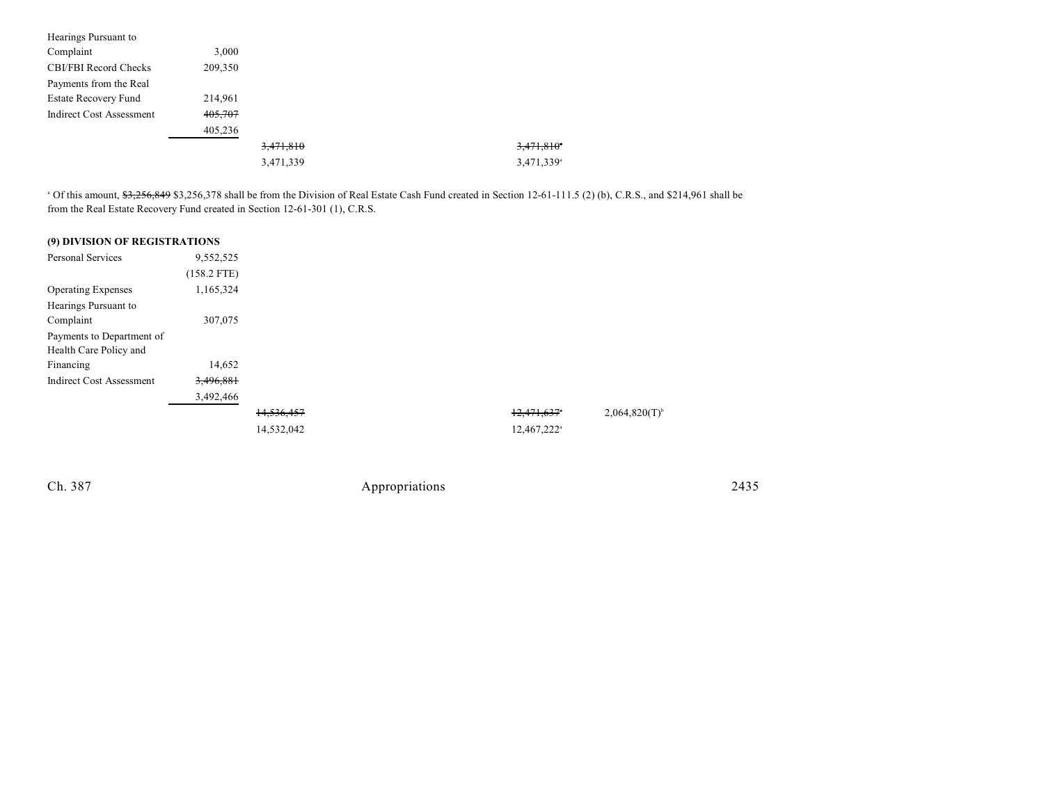| | | | | | |
|---|---|---|---|---|---|
| Hearings Pursuant to Complaint | 3,000 | | | | |
| CBI/FBI Record Checks | 209,350 | | | | |
| Payments from the Real Estate Recovery Fund | 214,961 | | | | |
| Indirect Cost Assessment | ~~405,707~~ 405,236 | | | | |
| | | ~~3,471,810~~ 3,471,339 | | ~~3,471,810~~[a] 3,471,339[a] | |

[a] Of this amount, ~~$3,256,849~~ $3,256,378 shall be from the Division of Real Estate Cash Fund created in Section 12-61-111.5 (2) (b), C.R.S., and $214,961 shall be from the Real Estate Recovery Fund created in Section 12-61-301 (1), C.R.S.

**(9) DIVISION OF REGISTRATIONS**

| | | | | | |
|---|---|---|---|---|---|
| Personal Services | 9,552,525 (158.2 FTE) | | | | |
| Operating Expenses | 1,165,324 | | | | |
| Hearings Pursuant to Complaint | 307,075 | | | | |
| Payments to Department of Health Care Policy and Financing | 14,652 | | | | |
| Indirect Cost Assessment | ~~3,496,881~~ 3,492,466 | | | | |
| | | ~~14,536,457~~ 14,532,042 | | ~~12,471,637~~[a] 12,467,222[a] | 2,064,820(T)[b] |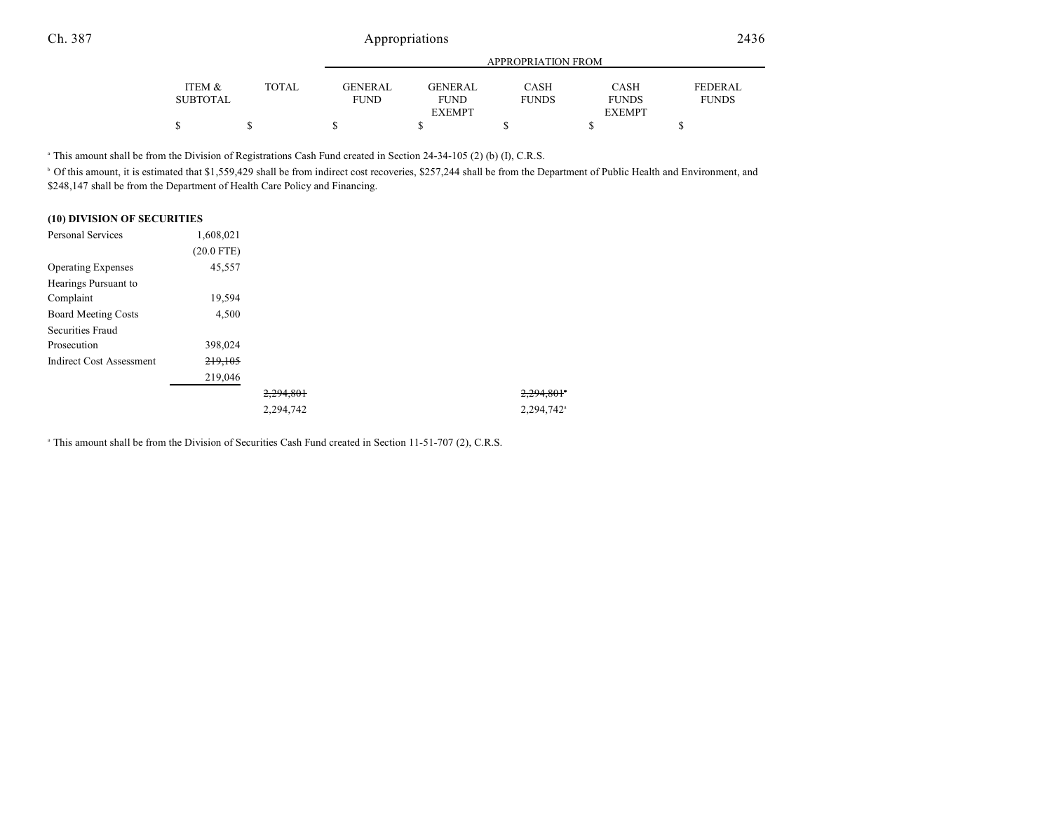| | ITEM & SUBTOTAL | TOTAL | GENERAL FUND | GENERAL FUND EXEMPT | CASH FUNDS | CASH FUNDS EXEMPT | FEDERAL FUNDS |
|---|---|---|---|---|---|---|---|
| | $ | $ | $ | $ | $ | $ | $ |

[a] This amount shall be from the Division of Registrations Cash Fund created in Section 24-34-105 (2) (b) (I), C.R.S.

[b] Of this amount, it is estimated that $1,559,429 shall be from indirect cost recoveries, $257,244 shall be from the Department of Public Health and Environment, and $248,147 shall be from the Department of Health Care Policy and Financing.

**(10) DIVISION OF SECURITIES**

| | ITEM & SUBTOTAL | TOTAL | GENERAL FUND | GENERAL FUND EXEMPT | CASH FUNDS | CASH FUNDS EXEMPT | FEDERAL FUNDS |
|---|---|---|---|---|---|---|---|
| Personal Services | 1,608,021 | | | | | | |
| | (20.0 FTE) | | | | | | |
| Operating Expenses | 45,557 | | | | | | |
| Hearings Pursuant to Complaint | 19,594 | | | | | | |
| Board Meeting Costs | 4,500 | | | | | | |
| Securities Fraud Prosecution | 398,024 | | | | | | |
| Indirect Cost Assessment | ~~219,105~~ | | | | | | |
| | 219,046 | | | | | | |
| | | ~~2,294,801~~ | | | ~~2,294,801~~[a] | | |
| | | 2,294,742 | | | 2,294,742[a] | | |

[a] This amount shall be from the Division of Securities Cash Fund created in Section 11-51-707 (2), C.R.S.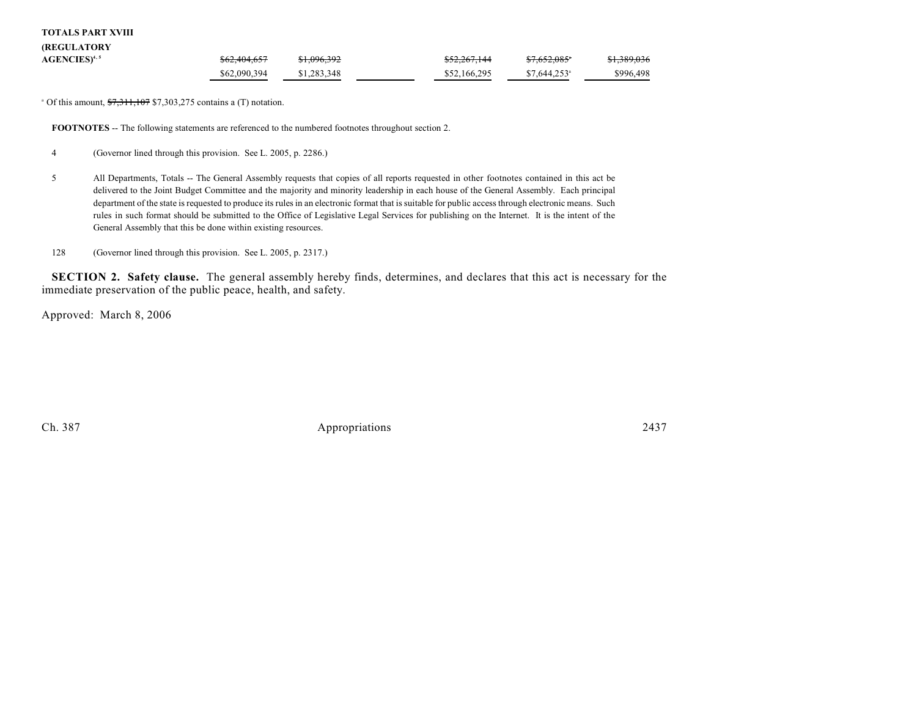| | | | | | |
|---|---|---|---|---|---|
| **TOTALS PART XVIII (REGULATORY AGENCIES)**[4, 5] | ~~$62,404,657~~ | ~~$1,096,392~~ | | ~~$52,267,144~~ | ~~$7,652,085~~[a] | ~~$1,389,036~~ |
| | $62,090,394 | $1,283,348 | | $52,166,295 | $7,644,253[a] | $996,498 |

[a] Of this amount, ~~$7,311,107~~ $7,303,275 contains a (T) notation.

**FOOTNOTES** -- The following statements are referenced to the numbered footnotes throughout section 2.

4 (Governor lined through this provision. See L. 2005, p. 2286.)

5 All Departments, Totals -- The General Assembly requests that copies of all reports requested in other footnotes contained in this act be delivered to the Joint Budget Committee and the majority and minority leadership in each house of the General Assembly. Each principal department of the state is requested to produce its rules in an electronic format that is suitable for public access through electronic means. Such rules in such format should be submitted to the Office of Legislative Legal Services for publishing on the Internet. It is the intent of the General Assembly that this be done within existing resources.

128 (Governor lined through this provision. See L. 2005, p. 2317.)

**SECTION 2. Safety clause.** The general assembly hereby finds, determines, and declares that this act is necessary for the immediate preservation of the public peace, health, and safety.

Approved: March 8, 2006